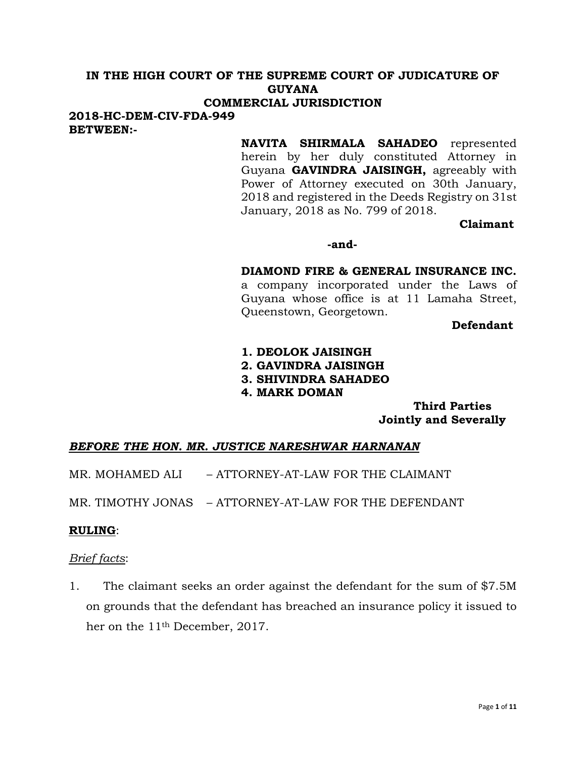**IN THE HIGH COURT OF THE SUPREME COURT OF JUDICATURE OF GUYANA**
**COMMERCIAL JURISDICTION**

**2018-HC-DEM-CIV-FDA-949**

**BETWEEN:-**

**NAVITA SHIRMALA SAHADEO** represented herein by her duly constituted Attorney in Guyana **GAVINDRA JAISINGH,** agreeably with Power of Attorney executed on 30th January, 2018 and registered in the Deeds Registry on 31st January, 2018 as No. 799 of 2018.

**Claimant**

**-and-**

**DIAMOND FIRE & GENERAL INSURANCE INC.** a company incorporated under the Laws of Guyana whose office is at 11 Lamaha Street, Queenstown, Georgetown.

**Defendant**

1. **DEOLOK JAISINGH**
2. **GAVINDRA JAISINGH**
3. **SHIVINDRA SAHADEO**
4. **MARK DOMAN**

**Third Parties**
**Jointly and Severally**

***BEFORE THE HON. MR. JUSTICE NARESHWAR HARNANAN***

MR. MOHAMED ALI – ATTORNEY-AT-LAW FOR THE CLAIMANT

MR. TIMOTHY JONAS – ATTORNEY-AT-LAW FOR THE DEFENDANT

**RULING**:

*Brief facts*:

1. The claimant seeks an order against the defendant for the sum of $7.5M on grounds that the defendant has breached an insurance policy it issued to her on the 11th December, 2017.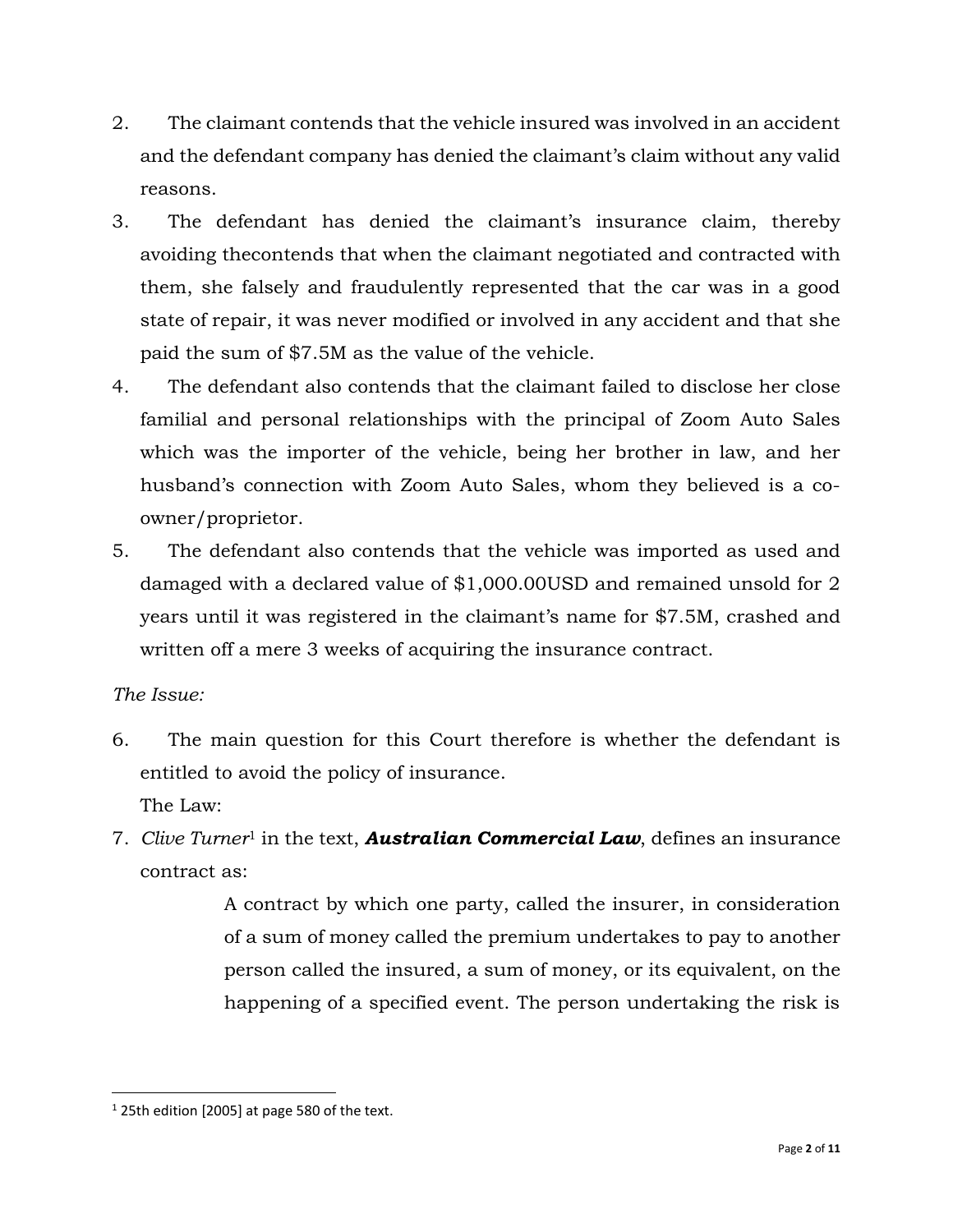2. The claimant contends that the vehicle insured was involved in an accident and the defendant company has denied the claimant's claim without any valid reasons.

3. The defendant has denied the claimant's insurance claim, thereby avoiding thecontends that when the claimant negotiated and contracted with them, she falsely and fraudulently represented that the car was in a good state of repair, it was never modified or involved in any accident and that she paid the sum of $7.5M as the value of the vehicle.

4. The defendant also contends that the claimant failed to disclose her close familial and personal relationships with the principal of Zoom Auto Sales which was the importer of the vehicle, being her brother in law, and her husband's connection with Zoom Auto Sales, whom they believed is a co-owner/proprietor.

5. The defendant also contends that the vehicle was imported as used and damaged with a declared value of $1,000.00USD and remained unsold for 2 years until it was registered in the claimant's name for $7.5M, crashed and written off a mere 3 weeks of acquiring the insurance contract.

*The Issue:*

6. The main question for this Court therefore is whether the defendant is entitled to avoid the policy of insurance.

The Law:

7. *Clive Turner*[1] in the text, ***Australian Commercial Law***, defines an insurance contract as:

> A contract by which one party, called the insurer, in consideration of a sum of money called the premium undertakes to pay to another person called the insured, a sum of money, or its equivalent, on the happening of a specified event. The person undertaking the risk is

[1] 25th edition [2005] at page 580 of the text.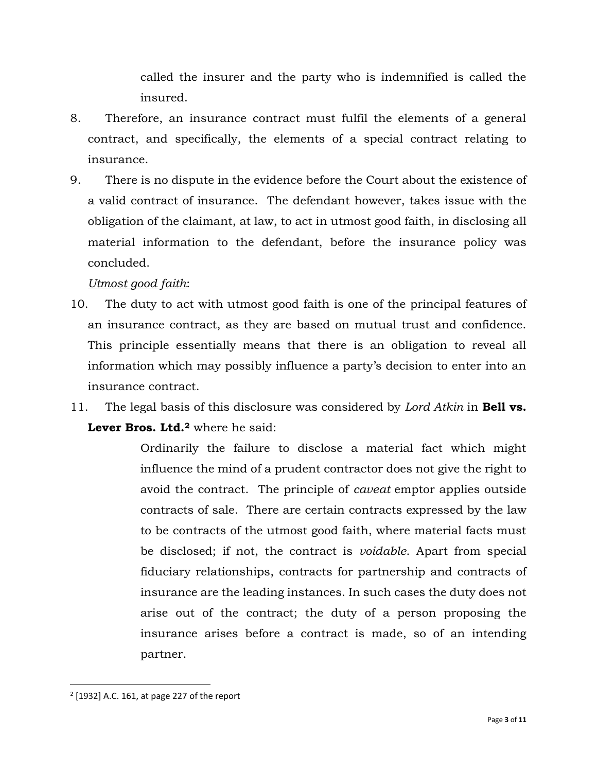called the insurer and the party who is indemnified is called the insured.

8. Therefore, an insurance contract must fulfil the elements of a general contract, and specifically, the elements of a special contract relating to insurance.

9. There is no dispute in the evidence before the Court about the existence of a valid contract of insurance. The defendant however, takes issue with the obligation of the claimant, at law, to act in utmost good faith, in disclosing all material information to the defendant, before the insurance policy was concluded.

<u>*Utmost good faith*</u>:

10. The duty to act with utmost good faith is one of the principal features of an insurance contract, as they are based on mutual trust and confidence. This principle essentially means that there is an obligation to reveal all information which may possibly influence a party's decision to enter into an insurance contract.

11. The legal basis of this disclosure was considered by *Lord Atkin* in **Bell vs. Lever Bros. Ltd.**[2] where he said:

> Ordinarily the failure to disclose a material fact which might influence the mind of a prudent contractor does not give the right to avoid the contract. The principle of *caveat* emptor applies outside contracts of sale. There are certain contracts expressed by the law to be contracts of the utmost good faith, where material facts must be disclosed; if not, the contract is *voidable*. Apart from special fiduciary relationships, contracts for partnership and contracts of insurance are the leading instances. In such cases the duty does not arise out of the contract; the duty of a person proposing the insurance arises before a contract is made, so of an intending partner.

---

[2] [1932] A.C. 161, at page 227 of the report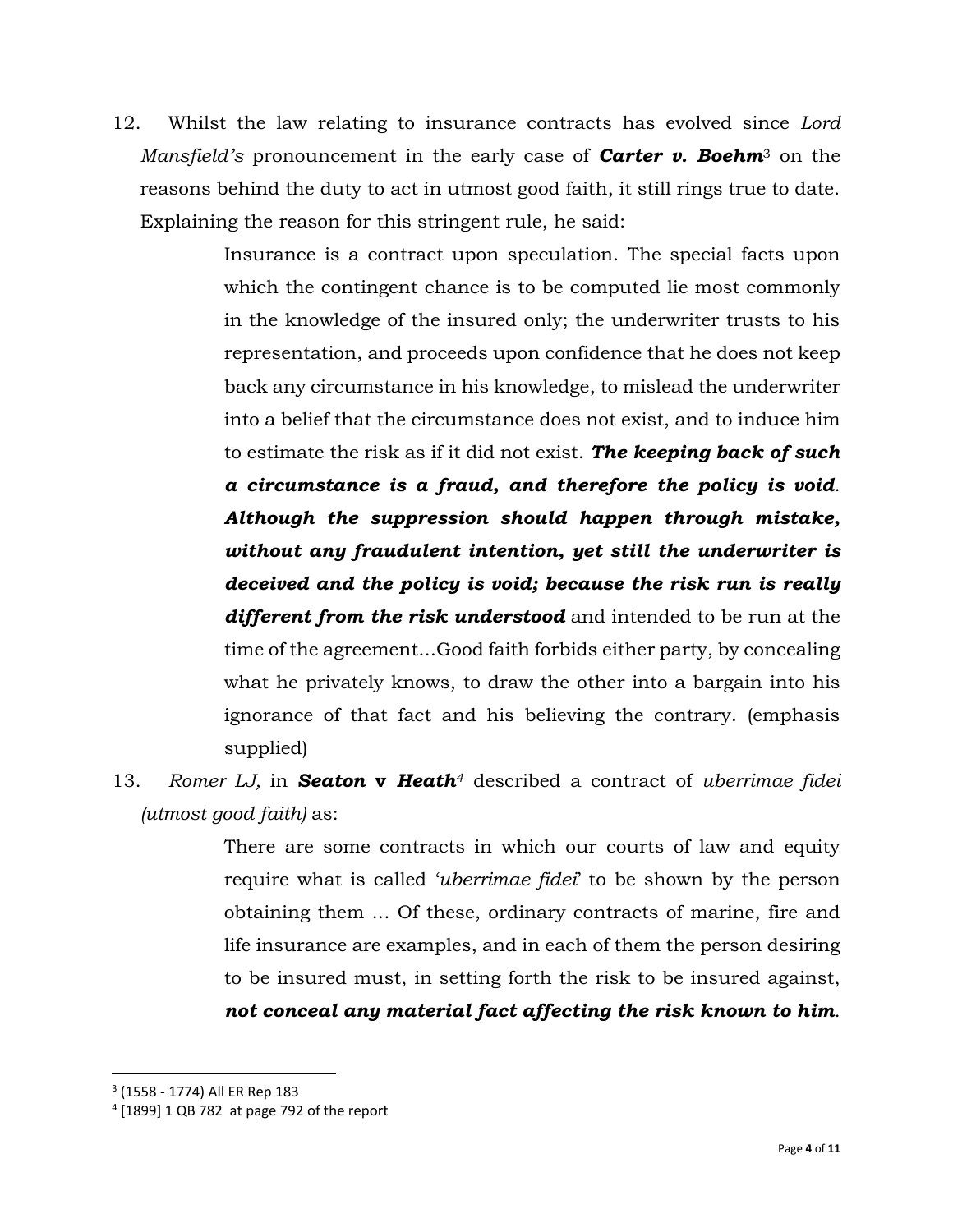12. Whilst the law relating to insurance contracts has evolved since *Lord Mansfield's* pronouncement in the early case of ***Carter v. Boehm***[3] on the reasons behind the duty to act in utmost good faith, it still rings true to date. Explaining the reason for this stringent rule, he said:

> Insurance is a contract upon speculation. The special facts upon which the contingent chance is to be computed lie most commonly in the knowledge of the insured only; the underwriter trusts to his representation, and proceeds upon confidence that he does not keep back any circumstance in his knowledge, to mislead the underwriter into a belief that the circumstance does not exist, and to induce him to estimate the risk as if it did not exist. ***The keeping back of such a circumstance is a fraud, and therefore the policy is void. Although the suppression should happen through mistake, without any fraudulent intention, yet still the underwriter is deceived and the policy is void; because the risk run is really different from the risk understood*** and intended to be run at the time of the agreement…Good faith forbids either party, by concealing what he privately knows, to draw the other into a bargain into his ignorance of that fact and his believing the contrary. (emphasis supplied)

13. *Romer LJ,* in ***Seaton* v *Heath***[4] described a contract of *uberrimae fidei (utmost good faith)* as:

> There are some contracts in which our courts of law and equity require what is called '*uberrimae fidei*' to be shown by the person obtaining them ... Of these, ordinary contracts of marine, fire and life insurance are examples, and in each of them the person desiring to be insured must, in setting forth the risk to be insured against, ***not conceal any material fact affecting the risk known to him***.

---

[3] (1558 - 1774) All ER Rep 183

[4] [1899] 1 QB 782 at page 792 of the report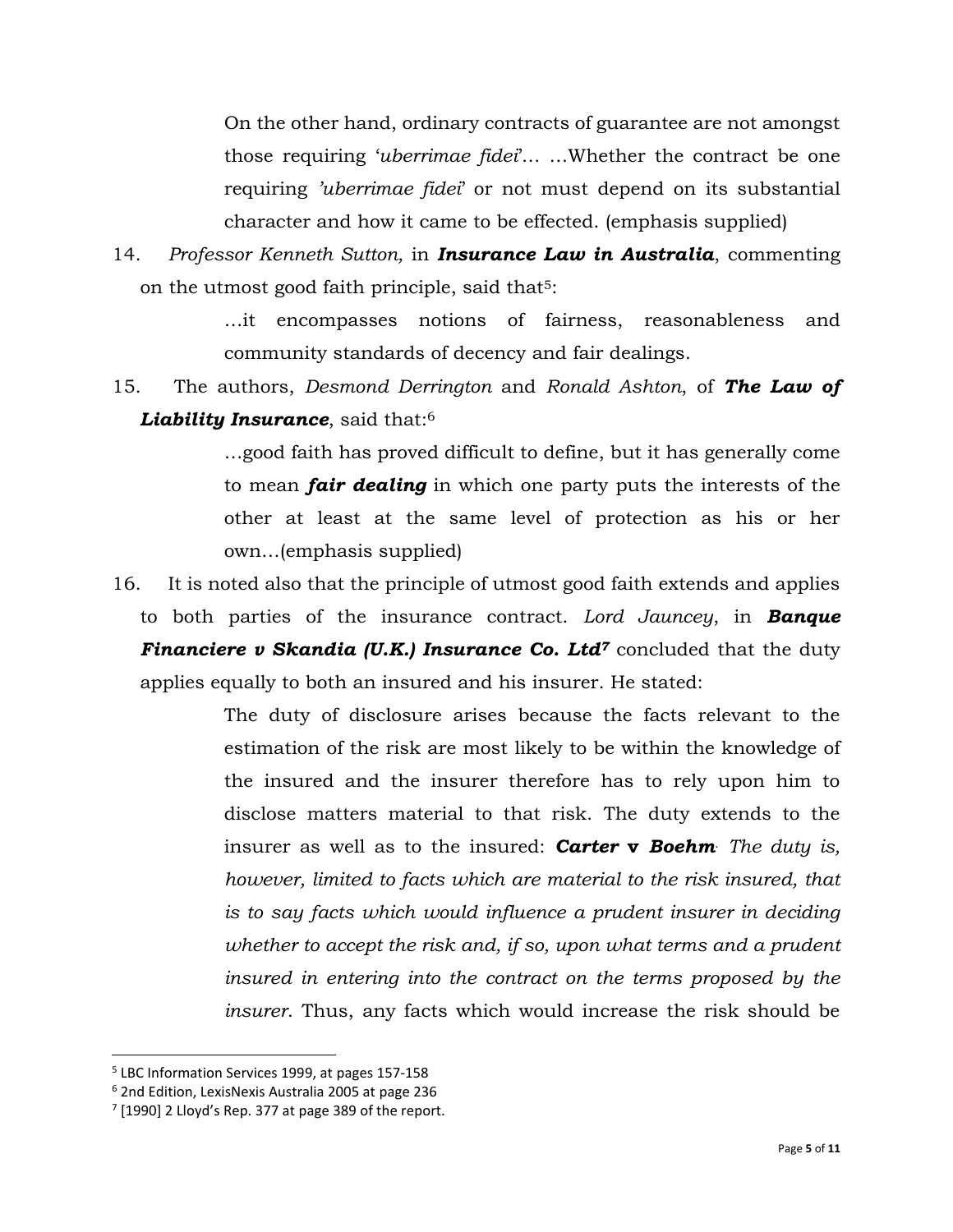> On the other hand, ordinary contracts of guarantee are not amongst those requiring '*uberrimae fidei*'… …Whether the contract be one requiring *'uberrimae fidei*' or not must depend on its substantial character and how it came to be effected. (emphasis supplied)

14. *Professor Kenneth Sutton,* in ***Insurance Law in Australia***, commenting on the utmost good faith principle, said that[5]:

> …it encompasses notions of fairness, reasonableness and community standards of decency and fair dealings.

15. The authors, *Desmond Derrington* and *Ronald Ashton*, of ***The Law of Liability Insurance***, said that:[6]

> …good faith has proved difficult to define, but it has generally come to mean ***fair dealing*** in which one party puts the interests of the other at least at the same level of protection as his or her own…(emphasis supplied)

16. It is noted also that the principle of utmost good faith extends and applies to both parties of the insurance contract. *Lord Jauncey*, in ***Banque Financiere v Skandia (U.K.) Insurance Co. Ltd***[7] concluded that the duty applies equally to both an insured and his insurer. He stated:

> The duty of disclosure arises because the facts relevant to the estimation of the risk are most likely to be within the knowledge of the insured and the insurer therefore has to rely upon him to disclose matters material to that risk. The duty extends to the insurer as well as to the insured: ***Carter* v *Boehm*.** *The duty is, however, limited to facts which are material to the risk insured, that is to say facts which would influence a prudent insurer in deciding whether to accept the risk and, if so, upon what terms and a prudent insured in entering into the contract on the terms proposed by the insurer*. Thus, any facts which would increase the risk should be

---

[5] LBC Information Services 1999, at pages 157-158

[6] 2nd Edition, LexisNexis Australia 2005 at page 236

[7] [1990] 2 Lloyd's Rep. 377 at page 389 of the report.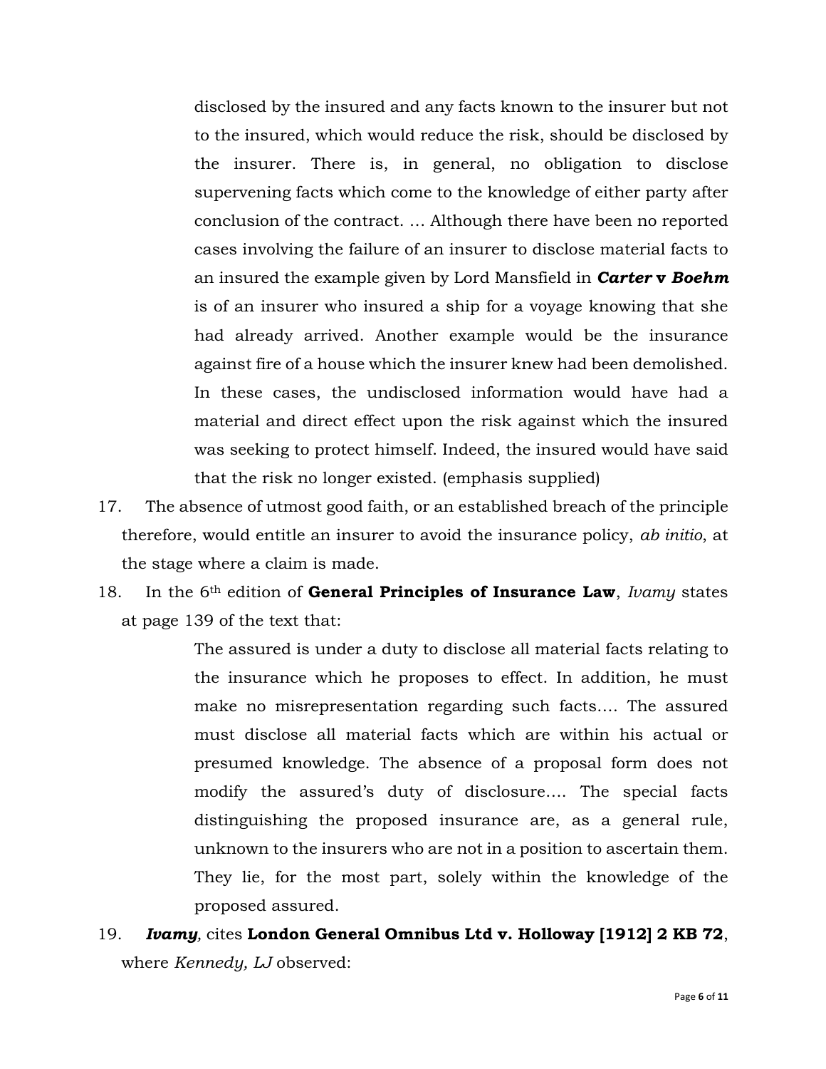> disclosed by the insured and any facts known to the insurer but not to the insured, which would reduce the risk, should be disclosed by the insurer. There is, in general, no obligation to disclose supervening facts which come to the knowledge of either party after conclusion of the contract. … Although there have been no reported cases involving the failure of an insurer to disclose material facts to an insured the example given by Lord Mansfield in ***Carter* v *Boehm*** is of an insurer who insured a ship for a voyage knowing that she had already arrived. Another example would be the insurance against fire of a house which the insurer knew had been demolished. In these cases, the undisclosed information would have had a material and direct effect upon the risk against which the insured was seeking to protect himself. Indeed, the insured would have said that the risk no longer existed. (emphasis supplied)

17. The absence of utmost good faith, or an established breach of the principle therefore, would entitle an insurer to avoid the insurance policy, *ab initio*, at the stage where a claim is made.

18. In the 6th edition of **General Principles of Insurance Law**, *Ivamy* states at page 139 of the text that:

> The assured is under a duty to disclose all material facts relating to the insurance which he proposes to effect. In addition, he must make no misrepresentation regarding such facts…. The assured must disclose all material facts which are within his actual or presumed knowledge. The absence of a proposal form does not modify the assured's duty of disclosure…. The special facts distinguishing the proposed insurance are, as a general rule, unknown to the insurers who are not in a position to ascertain them. They lie, for the most part, solely within the knowledge of the proposed assured.

19. ***Ivamy,*** cites **London General Omnibus Ltd v. Holloway [1912] 2 KB 72**, where *Kennedy, LJ* observed: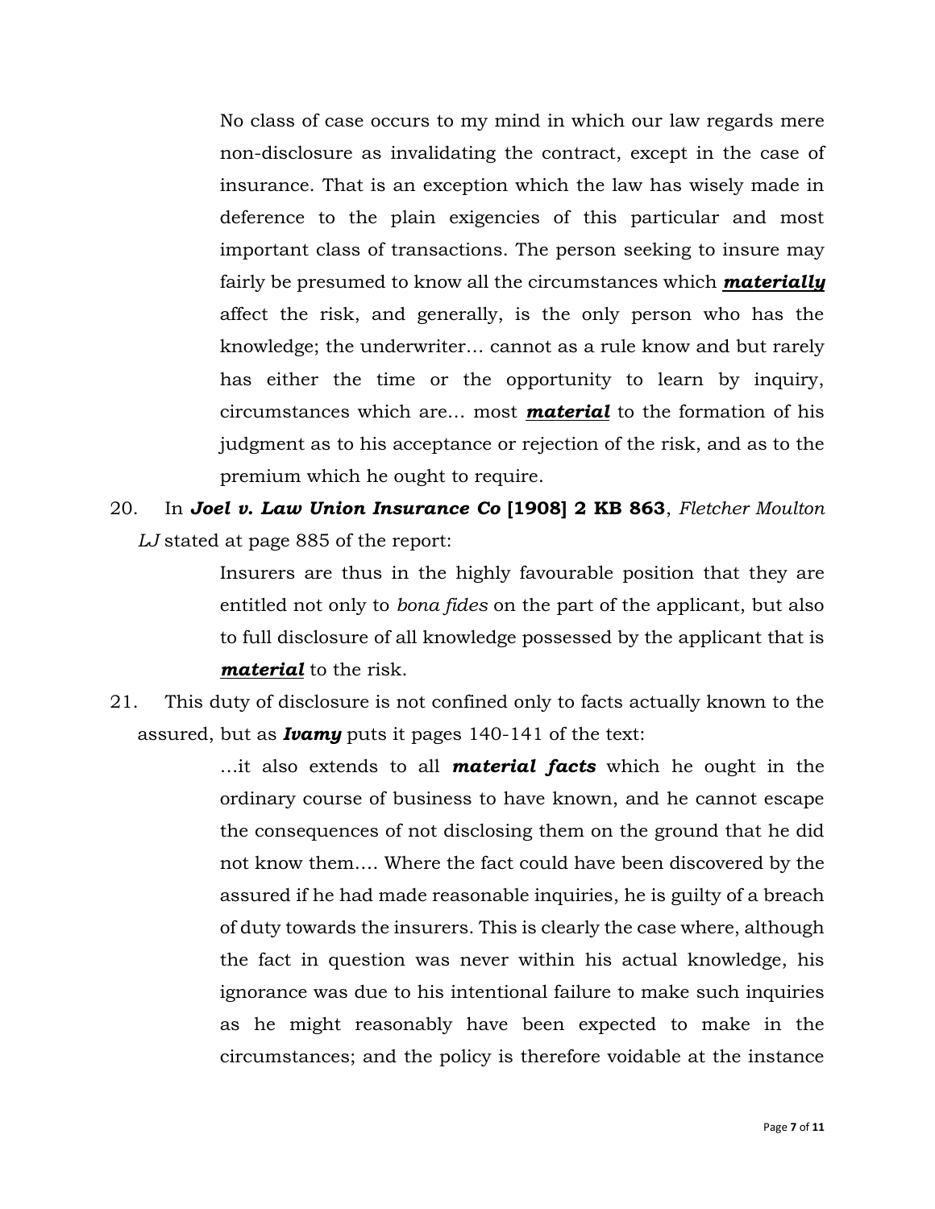> No class of case occurs to my mind in which our law regards mere non-disclosure as invalidating the contract, except in the case of insurance. That is an exception which the law has wisely made in deference to the plain exigencies of this particular and most important class of transactions. The person seeking to insure may fairly be presumed to know all the circumstances which ***materially*** affect the risk, and generally, is the only person who has the knowledge; the underwriter… cannot as a rule know and but rarely has either the time or the opportunity to learn by inquiry, circumstances which are… most ***material*** to the formation of his judgment as to his acceptance or rejection of the risk, and as to the premium which he ought to require.

20. In ***Joel v. Law Union Insurance Co* [1908] 2 KB 863**, *Fletcher Moulton LJ* stated at page 885 of the report:

> Insurers are thus in the highly favourable position that they are entitled not only to *bona fides* on the part of the applicant, but also to full disclosure of all knowledge possessed by the applicant that is ***material*** to the risk.

21. This duty of disclosure is not confined only to facts actually known to the assured, but as ***Ivamy*** puts it pages 140-141 of the text:

> …it also extends to all ***material facts*** which he ought in the ordinary course of business to have known, and he cannot escape the consequences of not disclosing them on the ground that he did not know them…. Where the fact could have been discovered by the assured if he had made reasonable inquiries, he is guilty of a breach of duty towards the insurers. This is clearly the case where, although the fact in question was never within his actual knowledge, his ignorance was due to his intentional failure to make such inquiries as he might reasonably have been expected to make in the circumstances; and the policy is therefore voidable at the instance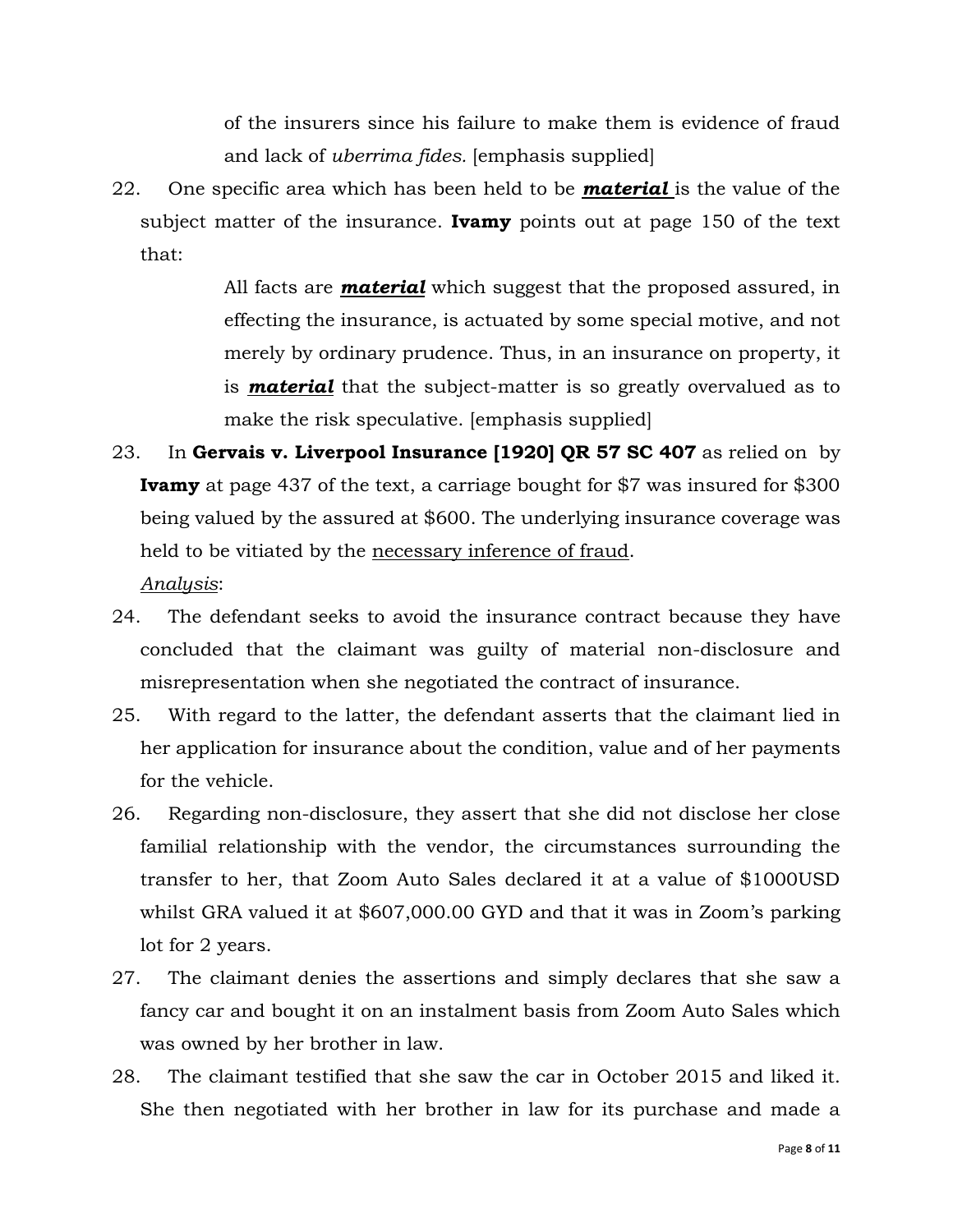of the insurers since his failure to make them is evidence of fraud and lack of *uberrima fides.* [emphasis supplied]

22. One specific area which has been held to be ***material*** is the value of the subject matter of the insurance. **Ivamy** points out at page 150 of the text that:

> All facts are ***material*** which suggest that the proposed assured, in effecting the insurance, is actuated by some special motive, and not merely by ordinary prudence. Thus, in an insurance on property, it is ***material*** that the subject-matter is so greatly overvalued as to make the risk speculative. [emphasis supplied]

23. In **Gervais v. Liverpool Insurance [1920] QR 57 SC 407** as relied on by **Ivamy** at page 437 of the text, a carriage bought for $7 was insured for $300 being valued by the assured at $600. The underlying insurance coverage was held to be vitiated by the necessary inference of fraud.

*Analysis*:

24. The defendant seeks to avoid the insurance contract because they have concluded that the claimant was guilty of material non-disclosure and misrepresentation when she negotiated the contract of insurance.

25. With regard to the latter, the defendant asserts that the claimant lied in her application for insurance about the condition, value and of her payments for the vehicle.

26. Regarding non-disclosure, they assert that she did not disclose her close familial relationship with the vendor, the circumstances surrounding the transfer to her, that Zoom Auto Sales declared it at a value of $1000USD whilst GRA valued it at $607,000.00 GYD and that it was in Zoom's parking lot for 2 years.

27. The claimant denies the assertions and simply declares that she saw a fancy car and bought it on an instalment basis from Zoom Auto Sales which was owned by her brother in law.

28. The claimant testified that she saw the car in October 2015 and liked it. She then negotiated with her brother in law for its purchase and made a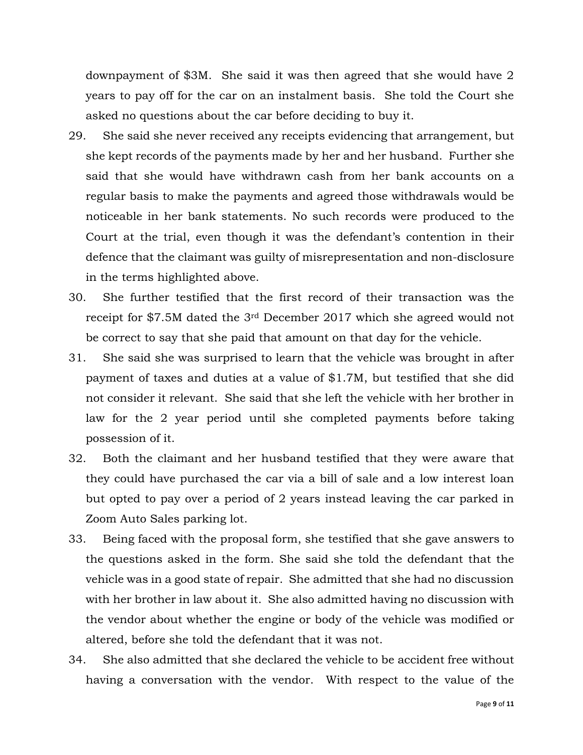downpayment of $3M. She said it was then agreed that she would have 2 years to pay off for the car on an instalment basis. She told the Court she asked no questions about the car before deciding to buy it.

29. She said she never received any receipts evidencing that arrangement, but she kept records of the payments made by her and her husband. Further she said that she would have withdrawn cash from her bank accounts on a regular basis to make the payments and agreed those withdrawals would be noticeable in her bank statements. No such records were produced to the Court at the trial, even though it was the defendant's contention in their defence that the claimant was guilty of misrepresentation and non-disclosure in the terms highlighted above.

30. She further testified that the first record of their transaction was the receipt for $7.5M dated the 3rd December 2017 which she agreed would not be correct to say that she paid that amount on that day for the vehicle.

31. She said she was surprised to learn that the vehicle was brought in after payment of taxes and duties at a value of $1.7M, but testified that she did not consider it relevant. She said that she left the vehicle with her brother in law for the 2 year period until she completed payments before taking possession of it.

32. Both the claimant and her husband testified that they were aware that they could have purchased the car via a bill of sale and a low interest loan but opted to pay over a period of 2 years instead leaving the car parked in Zoom Auto Sales parking lot.

33. Being faced with the proposal form, she testified that she gave answers to the questions asked in the form. She said she told the defendant that the vehicle was in a good state of repair. She admitted that she had no discussion with her brother in law about it. She also admitted having no discussion with the vendor about whether the engine or body of the vehicle was modified or altered, before she told the defendant that it was not.

34. She also admitted that she declared the vehicle to be accident free without having a conversation with the vendor. With respect to the value of the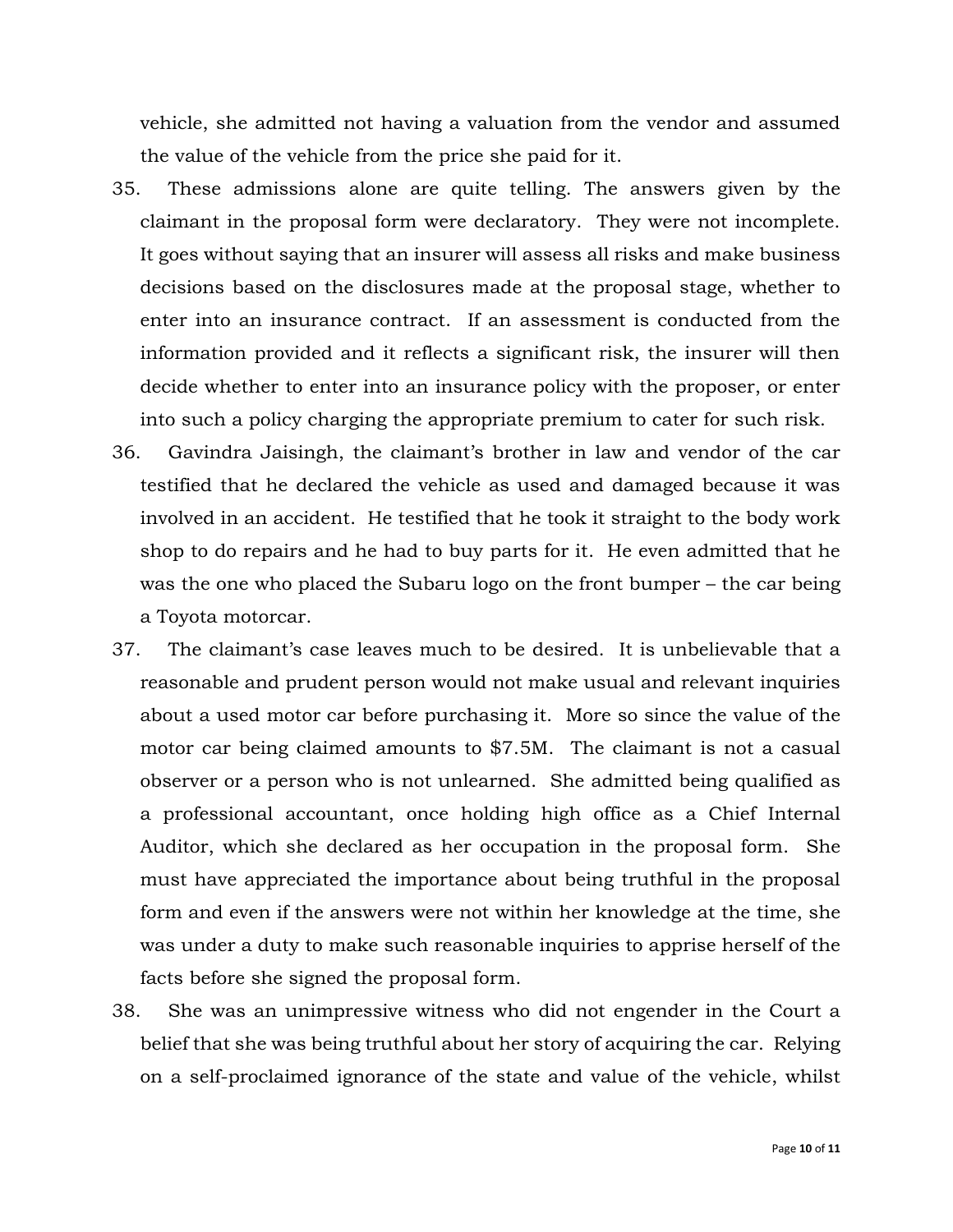vehicle, she admitted not having a valuation from the vendor and assumed the value of the vehicle from the price she paid for it.

35. These admissions alone are quite telling. The answers given by the claimant in the proposal form were declaratory. They were not incomplete. It goes without saying that an insurer will assess all risks and make business decisions based on the disclosures made at the proposal stage, whether to enter into an insurance contract. If an assessment is conducted from the information provided and it reflects a significant risk, the insurer will then decide whether to enter into an insurance policy with the proposer, or enter into such a policy charging the appropriate premium to cater for such risk.

36. Gavindra Jaisingh, the claimant's brother in law and vendor of the car testified that he declared the vehicle as used and damaged because it was involved in an accident. He testified that he took it straight to the body work shop to do repairs and he had to buy parts for it. He even admitted that he was the one who placed the Subaru logo on the front bumper – the car being a Toyota motorcar.

37. The claimant's case leaves much to be desired. It is unbelievable that a reasonable and prudent person would not make usual and relevant inquiries about a used motor car before purchasing it. More so since the value of the motor car being claimed amounts to $7.5M. The claimant is not a casual observer or a person who is not unlearned. She admitted being qualified as a professional accountant, once holding high office as a Chief Internal Auditor, which she declared as her occupation in the proposal form. She must have appreciated the importance about being truthful in the proposal form and even if the answers were not within her knowledge at the time, she was under a duty to make such reasonable inquiries to apprise herself of the facts before she signed the proposal form.

38. She was an unimpressive witness who did not engender in the Court a belief that she was being truthful about her story of acquiring the car. Relying on a self-proclaimed ignorance of the state and value of the vehicle, whilst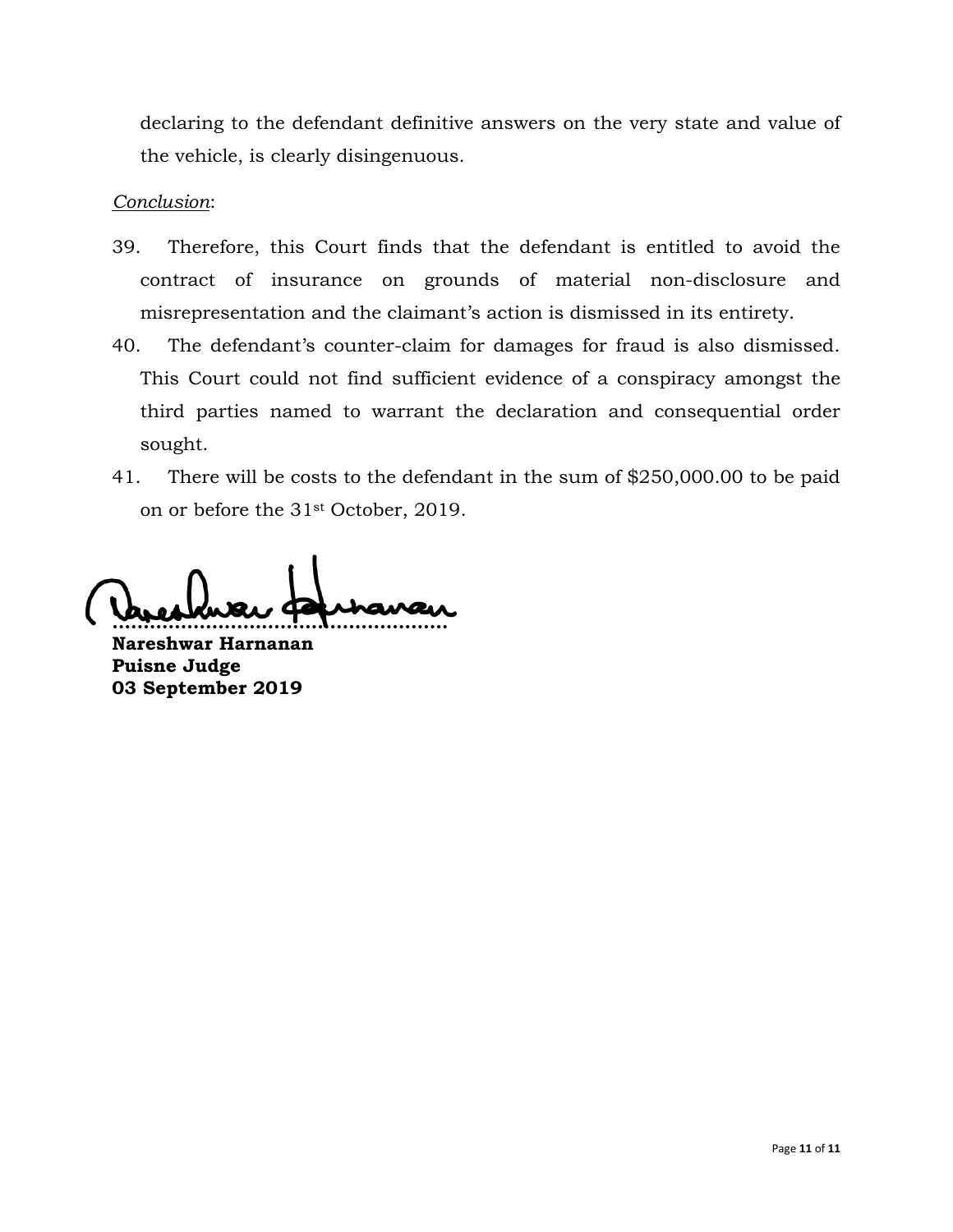declaring to the defendant definitive answers on the very state and value of the vehicle, is clearly disingenuous.

*Conclusion*:

39. Therefore, this Court finds that the defendant is entitled to avoid the contract of insurance on grounds of material non-disclosure and misrepresentation and the claimant's action is dismissed in its entirety.

40. The defendant's counter-claim for damages for fraud is also dismissed. This Court could not find sufficient evidence of a conspiracy amongst the third parties named to warrant the declaration and consequential order sought.

41. There will be costs to the defendant in the sum of $250,000.00 to be paid on or before the 31st October, 2019.

………………………………………………

**Nareshwar Harnanan**
**Puisne Judge**
**03 September 2019**